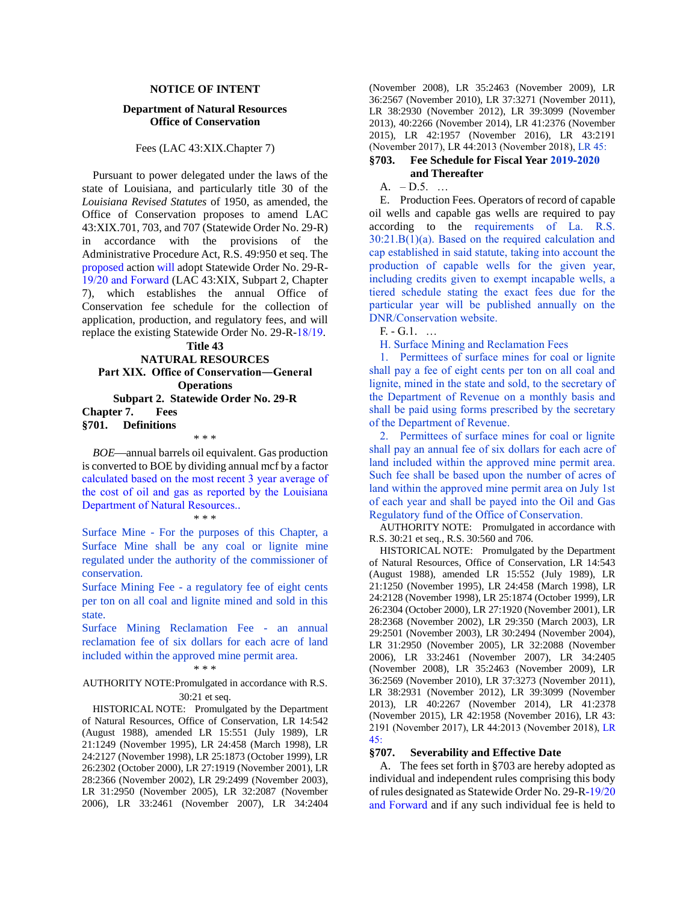## NOTICE OF INTENT

### Department of Natural Resources
### Office of Conservation

Fees (LAC 43:XIX.Chapter 7)

Pursuant to power delegated under the laws of the state of Louisiana, and particularly title 30 of the *Louisiana Revised Statutes* of 1950, as amended, the Office of Conservation proposes to amend LAC 43:XIX.701, 703, and 707 (Statewide Order No. 29-R) in accordance with the provisions of the Administrative Procedure Act, R.S. 49:950 et seq. The proposed action will adopt Statewide Order No. 29-R-19/20 and Forward (LAC 43:XIX, Subpart 2, Chapter 7), which establishes the annual Office of Conservation fee schedule for the collection of application, production, and regulatory fees, and will replace the existing Statewide Order No. 29-R-18/19.

## Title 43
## NATURAL RESOURCES
## Part XIX. Office of Conservation—General Operations
### Subpart 2. Statewide Order No. 29-R
### Chapter 7. Fees
#### §701. Definitions

\* \* \*

*BOE*—annual barrels oil equivalent. Gas production is converted to BOE by dividing annual mcf by a factor calculated based on the most recent 3 year average of the cost of oil and gas as reported by the Louisiana Department of Natural Resources..

\* \* \*

Surface Mine - For the purposes of this Chapter, a Surface Mine shall be any coal or lignite mine regulated under the authority of the commissioner of conservation.

Surface Mining Fee - a regulatory fee of eight cents per ton on all coal and lignite mined and sold in this state.

Surface Mining Reclamation Fee - an annual reclamation fee of six dollars for each acre of land included within the approved mine permit area.

\* \* \*

AUTHORITY NOTE: Promulgated in accordance with R.S. 30:21 et seq.

HISTORICAL NOTE: Promulgated by the Department of Natural Resources, Office of Conservation, LR 14:542 (August 1988), amended LR 15:551 (July 1989), LR 21:1249 (November 1995), LR 24:458 (March 1998), LR 24:2127 (November 1998), LR 25:1873 (October 1999), LR 26:2302 (October 2000), LR 27:1919 (November 2001), LR 28:2366 (November 2002), LR 29:2499 (November 2003), LR 31:2950 (November 2005), LR 32:2087 (November 2006), LR 33:2461 (November 2007), LR 34:2404 (November 2008), LR 35:2463 (November 2009), LR 36:2567 (November 2010), LR 37:3271 (November 2011), LR 38:2930 (November 2012), LR 39:3099 (November 2013), 40:2266 (November 2014), LR 41:2376 (November 2015), LR 42:1957 (November 2016), LR 43:2191 (November 2017), LR 44:2013 (November 2018), LR 45:

#### §703. Fee Schedule for Fiscal Year 2019-2020 and Thereafter

A. – D.5. …

E. Production Fees. Operators of record of capable oil wells and capable gas wells are required to pay according to the requirements of La. R.S. 30:21.B(1)(a). Based on the required calculation and cap established in said statute, taking into account the production of capable wells for the given year, including credits given to exempt incapable wells, a tiered schedule stating the exact fees due for the particular year will be published annually on the DNR/Conservation website.

F. - G.1. …

H. Surface Mining and Reclamation Fees

1. Permittees of surface mines for coal or lignite shall pay a fee of eight cents per ton on all coal and lignite, mined in the state and sold, to the secretary of the Department of Revenue on a monthly basis and shall be paid using forms prescribed by the secretary of the Department of Revenue.

2. Permittees of surface mines for coal or lignite shall pay an annual fee of six dollars for each acre of land included within the approved mine permit area. Such fee shall be based upon the number of acres of land within the approved mine permit area on July 1st of each year and shall be payed into the Oil and Gas Regulatory fund of the Office of Conservation.

AUTHORITY NOTE: Promulgated in accordance with R.S. 30:21 et seq., R.S. 30:560 and 706.

HISTORICAL NOTE: Promulgated by the Department of Natural Resources, Office of Conservation, LR 14:543 (August 1988), amended LR 15:552 (July 1989), LR 21:1250 (November 1995), LR 24:458 (March 1998), LR 24:2128 (November 1998), LR 25:1874 (October 1999), LR 26:2304 (October 2000), LR 27:1920 (November 2001), LR 28:2368 (November 2002), LR 29:350 (March 2003), LR 29:2501 (November 2003), LR 30:2494 (November 2004), LR 31:2950 (November 2005), LR 32:2088 (November 2006), LR 33:2461 (November 2007), LR 34:2405 (November 2008), LR 35:2463 (November 2009), LR 36:2569 (November 2010), LR 37:3273 (November 2011), LR 38:2931 (November 2012), LR 39:3099 (November 2013), LR 40:2267 (November 2014), LR 41:2378 (November 2015), LR 42:1958 (November 2016), LR 43: 2191 (November 2017), LR 44:2013 (November 2018), LR 45:

#### §707. Severability and Effective Date

A. The fees set forth in §703 are hereby adopted as individual and independent rules comprising this body of rules designated as Statewide Order No. 29-R-19/20 and Forward and if any such individual fee is held to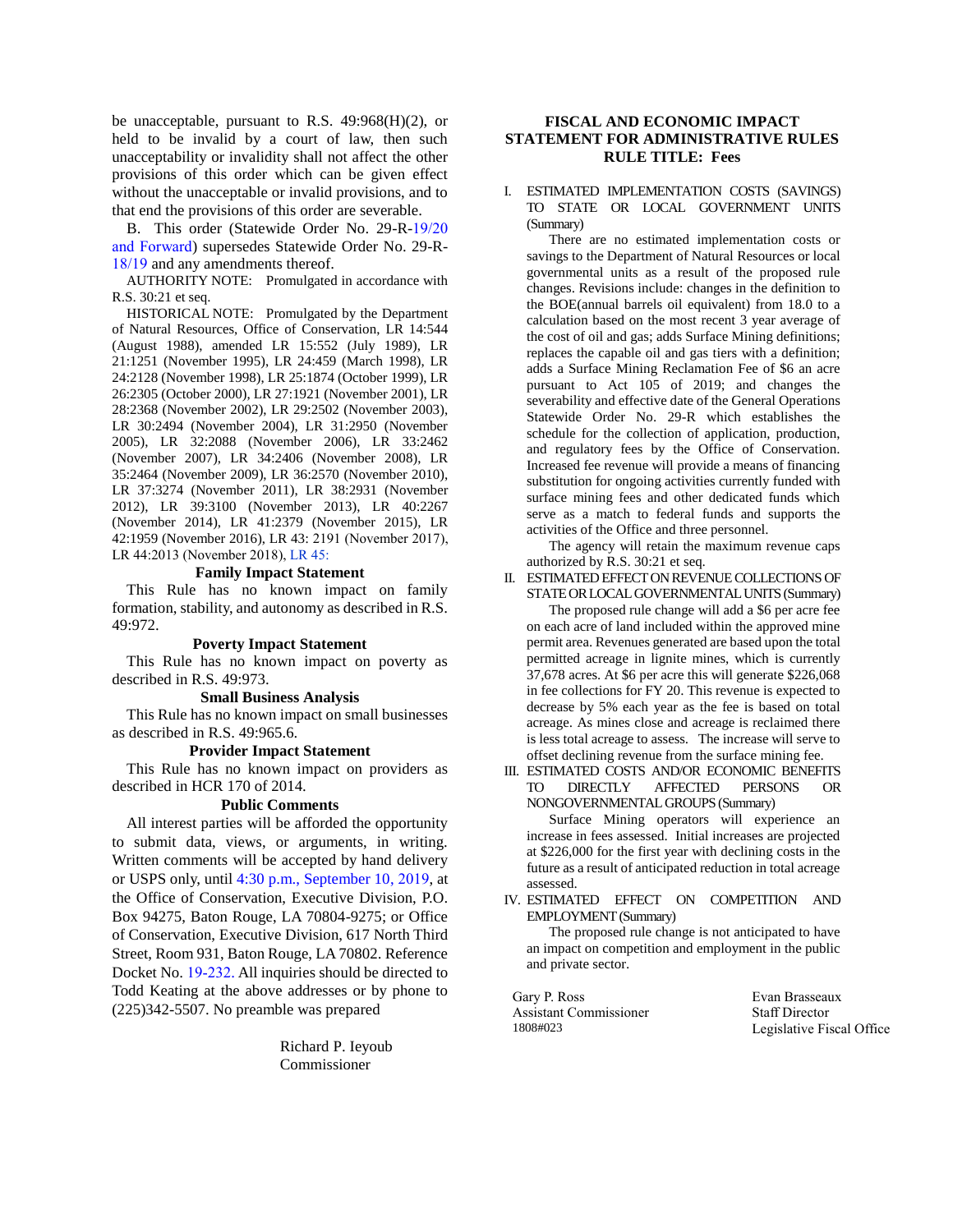be unacceptable, pursuant to R.S. 49:968(H)(2), or held to be invalid by a court of law, then such unacceptability or invalidity shall not affect the other provisions of this order which can be given effect without the unacceptable or invalid provisions, and to that end the provisions of this order are severable.

B. This order (Statewide Order No. 29-R-19/20 and Forward) supersedes Statewide Order No. 29-R-18/19 and any amendments thereof.

AUTHORITY NOTE: Promulgated in accordance with R.S. 30:21 et seq.

HISTORICAL NOTE: Promulgated by the Department of Natural Resources, Office of Conservation, LR 14:544 (August 1988), amended LR 15:552 (July 1989), LR 21:1251 (November 1995), LR 24:459 (March 1998), LR 24:2128 (November 1998), LR 25:1874 (October 1999), LR 26:2305 (October 2000), LR 27:1921 (November 2001), LR 28:2368 (November 2002), LR 29:2502 (November 2003), LR 30:2494 (November 2004), LR 31:2950 (November 2005), LR 32:2088 (November 2006), LR 33:2462 (November 2007), LR 34:2406 (November 2008), LR 35:2464 (November 2009), LR 36:2570 (November 2010), LR 37:3274 (November 2011), LR 38:2931 (November 2012), LR 39:3100 (November 2013), LR 40:2267 (November 2014), LR 41:2379 (November 2015), LR 42:1959 (November 2016), LR 43: 2191 (November 2017), LR 44:2013 (November 2018), LR 45:

**Family Impact Statement**

This Rule has no known impact on family formation, stability, and autonomy as described in R.S. 49:972.

**Poverty Impact Statement**

This Rule has no known impact on poverty as described in R.S. 49:973.

**Small Business Analysis**

This Rule has no known impact on small businesses as described in R.S. 49:965.6.

**Provider Impact Statement**

This Rule has no known impact on providers as described in HCR 170 of 2014.

**Public Comments**

All interest parties will be afforded the opportunity to submit data, views, or arguments, in writing. Written comments will be accepted by hand delivery or USPS only, until 4:30 p.m., September 10, 2019, at the Office of Conservation, Executive Division, P.O. Box 94275, Baton Rouge, LA 70804-9275; or Office of Conservation, Executive Division, 617 North Third Street, Room 931, Baton Rouge, LA 70802. Reference Docket No. 19-232. All inquiries should be directed to Todd Keating at the above addresses or by phone to (225)342-5507. No preamble was prepared

Richard P. Ieyoub
Commissioner

**FISCAL AND ECONOMIC IMPACT STATEMENT FOR ADMINISTRATIVE RULES**
**RULE TITLE: Fees**

I. ESTIMATED IMPLEMENTATION COSTS (SAVINGS) TO STATE OR LOCAL GOVERNMENT UNITS (Summary)

There are no estimated implementation costs or savings to the Department of Natural Resources or local governmental units as a result of the proposed rule changes. Revisions include: changes in the definition to the BOE(annual barrels oil equivalent) from 18.0 to a calculation based on the most recent 3 year average of the cost of oil and gas; adds Surface Mining definitions; replaces the capable oil and gas tiers with a definition; adds a Surface Mining Reclamation Fee of $6 an acre pursuant to Act 105 of 2019; and changes the severability and effective date of the General Operations Statewide Order No. 29-R which establishes the schedule for the collection of application, production, and regulatory fees by the Office of Conservation. Increased fee revenue will provide a means of financing substitution for ongoing activities currently funded with surface mining fees and other dedicated funds which serve as a match to federal funds and supports the activities of the Office and three personnel.

The agency will retain the maximum revenue caps authorized by R.S. 30:21 et seq.

II. ESTIMATED EFFECT ON REVENUE COLLECTIONS OF STATE OR LOCAL GOVERNMENTAL UNITS (Summary)

The proposed rule change will add a $6 per acre fee on each acre of land included within the approved mine permit area. Revenues generated are based upon the total permitted acreage in lignite mines, which is currently 37,678 acres. At $6 per acre this will generate $226,068 in fee collections for FY 20. This revenue is expected to decrease by 5% each year as the fee is based on total acreage. As mines close and acreage is reclaimed there is less total acreage to assess. The increase will serve to offset declining revenue from the surface mining fee.

III. ESTIMATED COSTS AND/OR ECONOMIC BENEFITS TO DIRECTLY AFFECTED PERSONS OR NONGOVERNMENTAL GROUPS (Summary)

Surface Mining operators will experience an increase in fees assessed. Initial increases are projected at $226,000 for the first year with declining costs in the future as a result of anticipated reduction in total acreage assessed.

IV. ESTIMATED EFFECT ON COMPETITION AND EMPLOYMENT (Summary)

The proposed rule change is not anticipated to have an impact on competition and employment in the public and private sector.

Gary P. Ross
Assistant Commissioner
1808#023

Evan Brasseaux
Staff Director
Legislative Fiscal Office